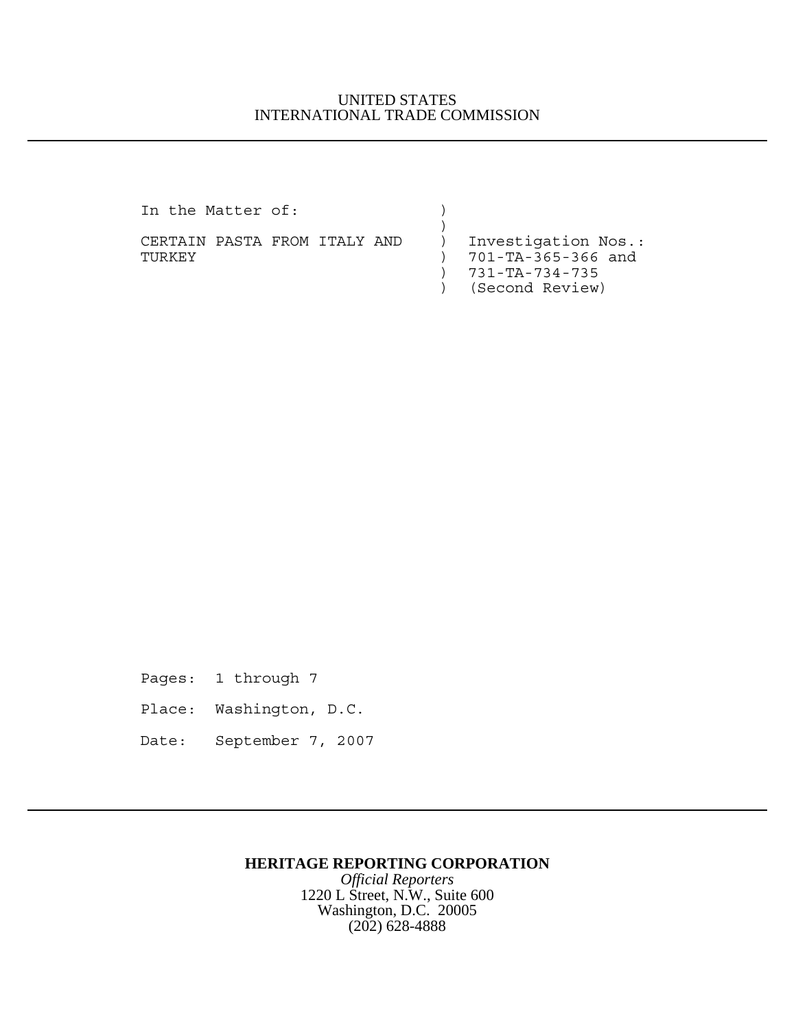UNITED STATES
INTERNATIONAL TRADE COMMISSION

---

```
In the Matter of:              )
                               )
CERTAIN PASTA FROM ITALY AND   )  Investigation Nos.:
TURKEY                         )  701-TA-365-366 and
                               )  731-TA-734-735
                               )  (Second Review)
```

Pages: 1 through 7

Place: Washington, D.C.

Date: September 7, 2007

---

**HERITAGE REPORTING CORPORATION**
*Official Reporters*
1220 L Street, N.W., Suite 600
Washington, D.C. 20005
(202) 628-4888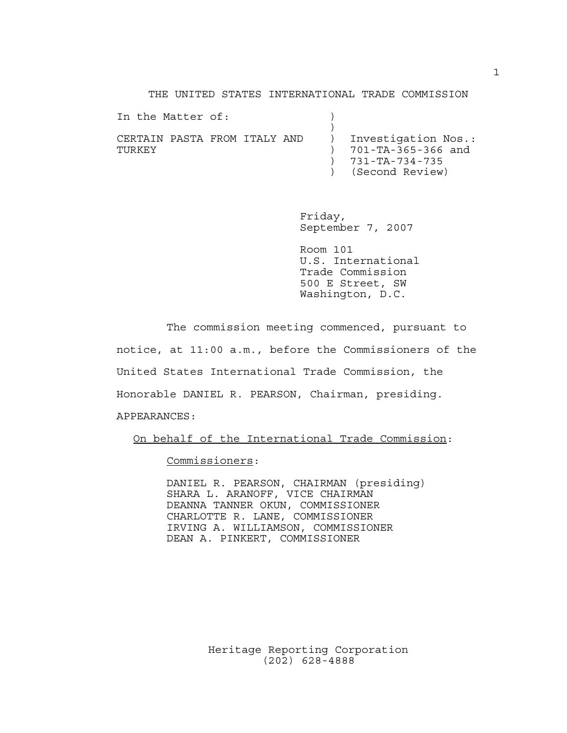THE UNITED STATES INTERNATIONAL TRADE COMMISSION

| In the Matter of: | ) | |
|---|---|---|
| | ) | |
| CERTAIN PASTA FROM ITALY AND | ) | Investigation Nos.: |
| TURKEY | ) | 701-TA-365-366 and |
| | ) | 731-TA-734-735 |
| | ) | (Second Review) |

Friday,
September 7, 2007

Room 101
U.S. International
Trade Commission
500 E Street, SW
Washington, D.C.

The commission meeting commenced, pursuant to notice, at 11:00 a.m., before the Commissioners of the United States International Trade Commission, the Honorable DANIEL R. PEARSON, Chairman, presiding.

APPEARANCES:

On behalf of the International Trade Commission:

Commissioners:

DANIEL R. PEARSON, CHAIRMAN (presiding)
SHARA L. ARANOFF, VICE CHAIRMAN
DEANNA TANNER OKUN, COMMISSIONER
CHARLOTTE R. LANE, COMMISSIONER
IRVING A. WILLIAMSON, COMMISSIONER
DEAN A. PINKERT, COMMISSIONER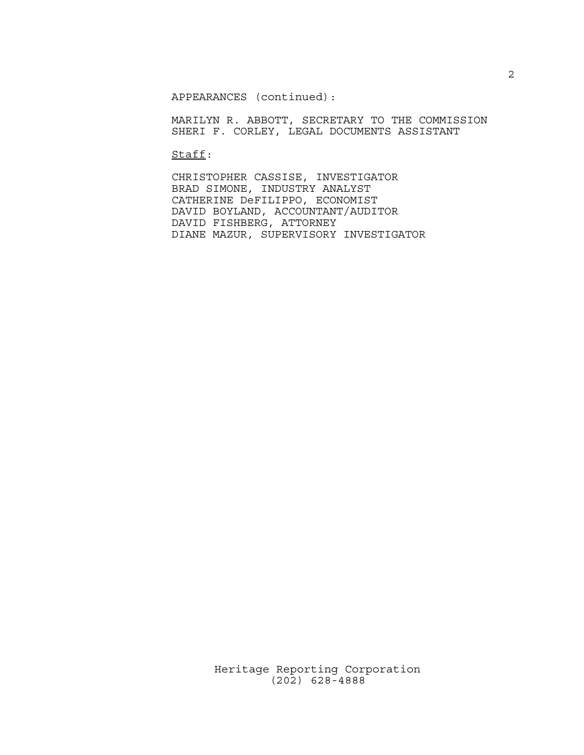APPEARANCES (continued):

MARILYN R. ABBOTT, SECRETARY TO THE COMMISSION
SHERI F. CORLEY, LEGAL DOCUMENTS ASSISTANT

Staff:

CHRISTOPHER CASSISE, INVESTIGATOR
BRAD SIMONE, INDUSTRY ANALYST
CATHERINE DeFILIPPO, ECONOMIST
DAVID BOYLAND, ACCOUNTANT/AUDITOR
DAVID FISHBERG, ATTORNEY
DIANE MAZUR, SUPERVISORY INVESTIGATOR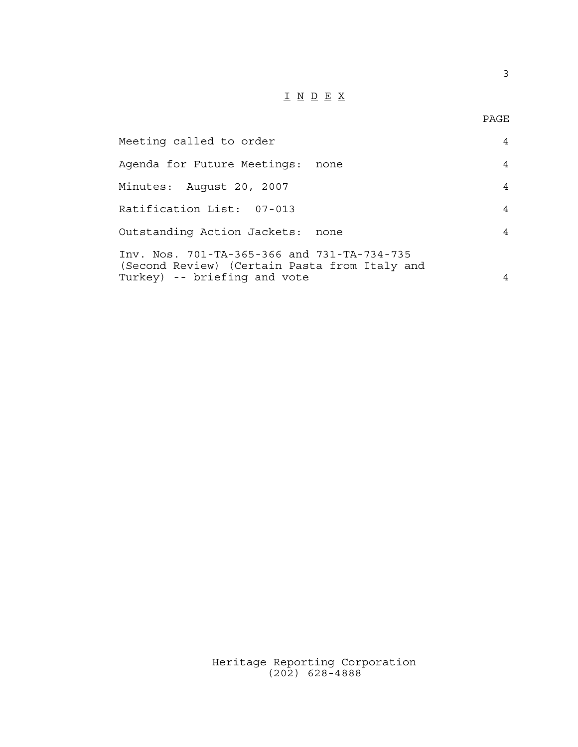# I N D E X

| | PAGE |
|---|---|
| Meeting called to order | 4 |
| Agenda for Future Meetings: none | 4 |
| Minutes: August 20, 2007 | 4 |
| Ratification List: 07-013 | 4 |
| Outstanding Action Jackets: none | 4 |
| Inv. Nos. 701-TA-365-366 and 731-TA-734-735 (Second Review) (Certain Pasta from Italy and Turkey) -- briefing and vote | 4 |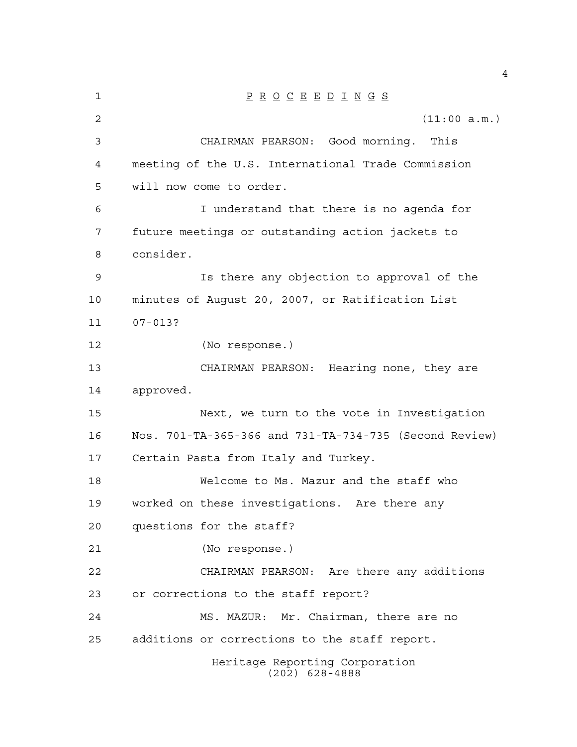P R O C E E D I N G S

(11:00 a.m.)

CHAIRMAN PEARSON: Good morning. This meeting of the U.S. International Trade Commission will now come to order.

I understand that there is no agenda for future meetings or outstanding action jackets to consider.

Is there any objection to approval of the minutes of August 20, 2007, or Ratification List 07-013?

(No response.)

CHAIRMAN PEARSON: Hearing none, they are approved.

Next, we turn to the vote in Investigation Nos. 701-TA-365-366 and 731-TA-734-735 (Second Review) Certain Pasta from Italy and Turkey.

Welcome to Ms. Mazur and the staff who worked on these investigations. Are there any questions for the staff?

(No response.)

CHAIRMAN PEARSON: Are there any additions or corrections to the staff report?

MS. MAZUR: Mr. Chairman, there are no additions or corrections to the staff report.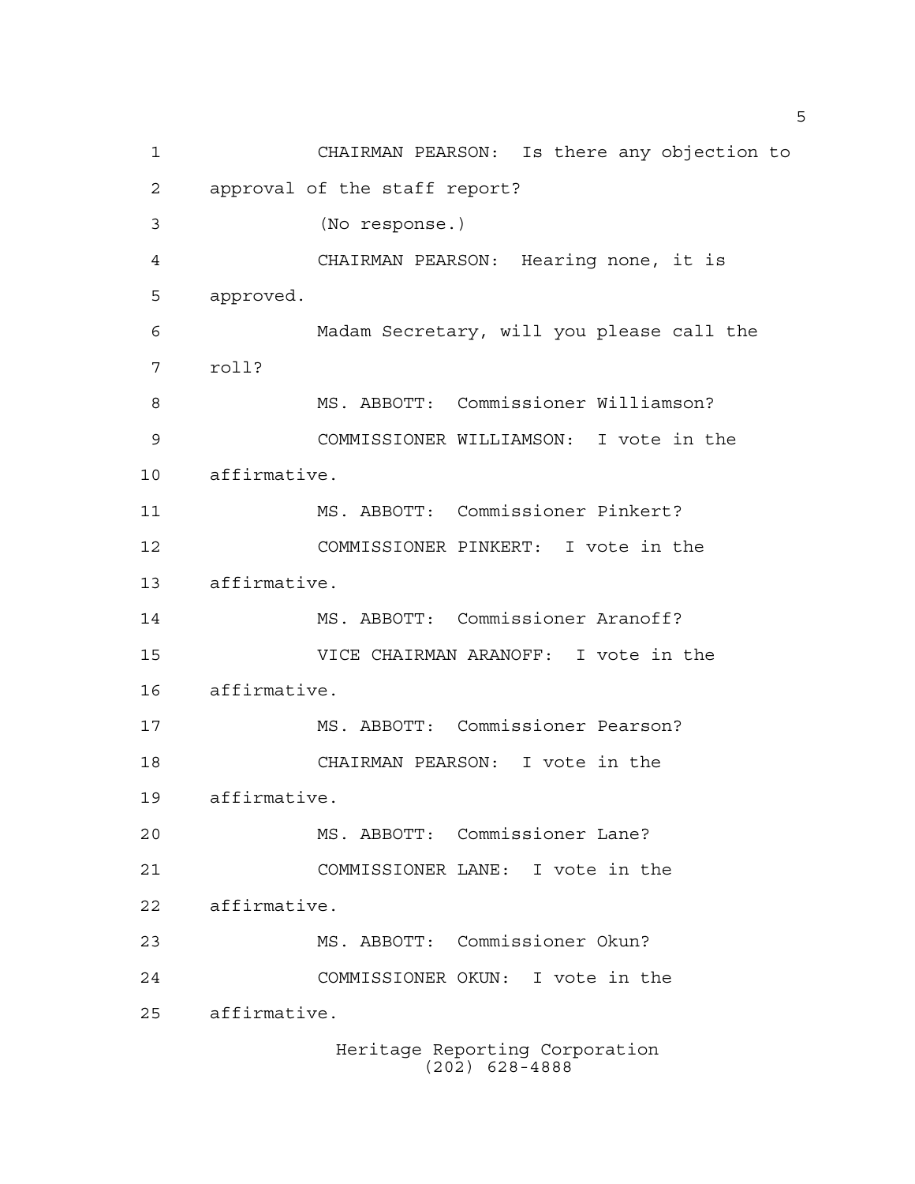CHAIRMAN PEARSON: Is there any objection to approval of the staff report?

(No response.)

CHAIRMAN PEARSON: Hearing none, it is approved.

Madam Secretary, will you please call the roll?

MS. ABBOTT: Commissioner Williamson?

COMMISSIONER WILLIAMSON: I vote in the affirmative.

MS. ABBOTT: Commissioner Pinkert?

COMMISSIONER PINKERT: I vote in the affirmative.

MS. ABBOTT: Commissioner Aranoff?

VICE CHAIRMAN ARANOFF: I vote in the affirmative.

MS. ABBOTT: Commissioner Pearson?

CHAIRMAN PEARSON: I vote in the affirmative.

MS. ABBOTT: Commissioner Lane?

COMMISSIONER LANE: I vote in the affirmative.

MS. ABBOTT: Commissioner Okun?

COMMISSIONER OKUN: I vote in the affirmative.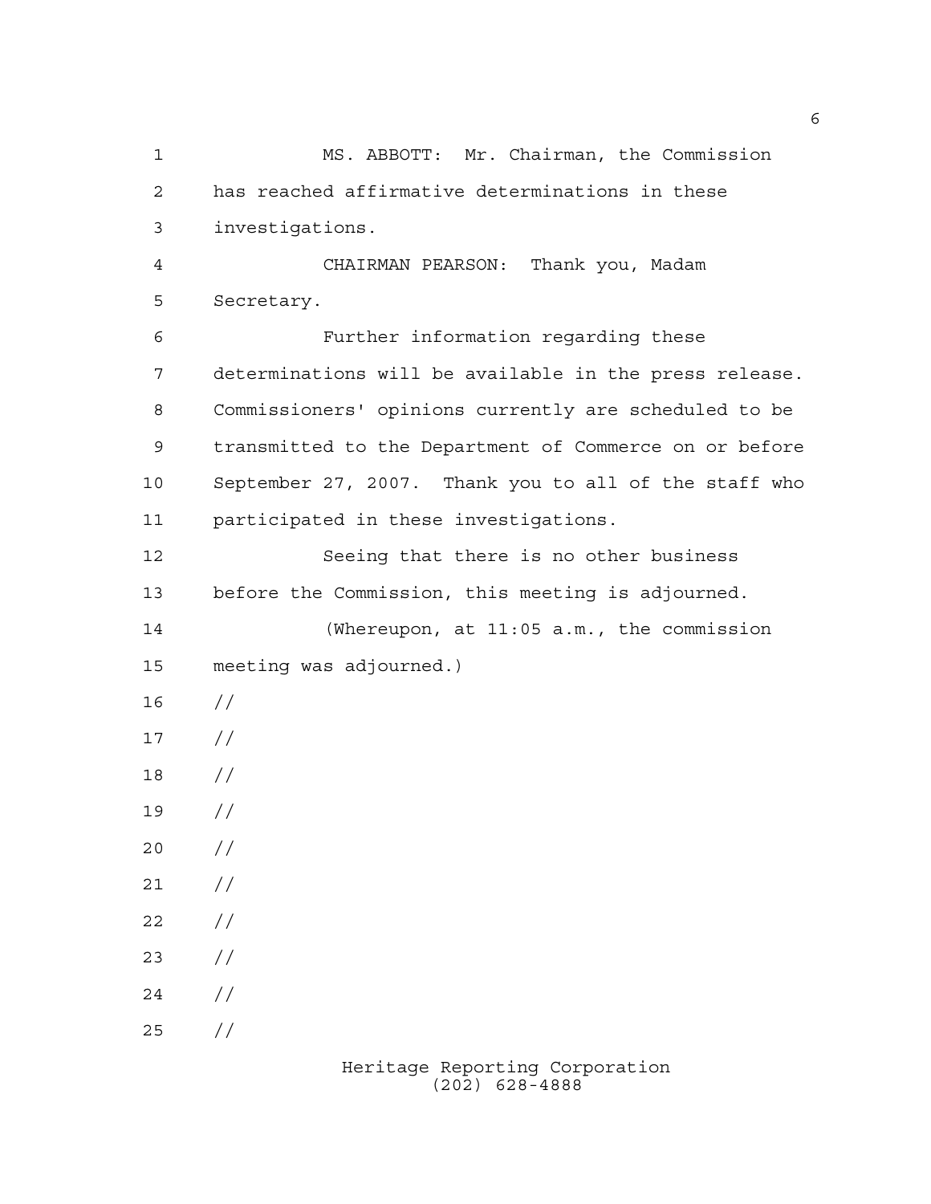MS. ABBOTT: Mr. Chairman, the Commission has reached affirmative determinations in these investigations.

CHAIRMAN PEARSON: Thank you, Madam Secretary.

Further information regarding these determinations will be available in the press release. Commissioners' opinions currently are scheduled to be transmitted to the Department of Commerce on or before September 27, 2007. Thank you to all of the staff who participated in these investigations.

Seeing that there is no other business before the Commission, this meeting is adjourned.

(Whereupon, at 11:05 a.m., the commission meeting was adjourned.)

//

//

//

//

//

//

//

//

//

//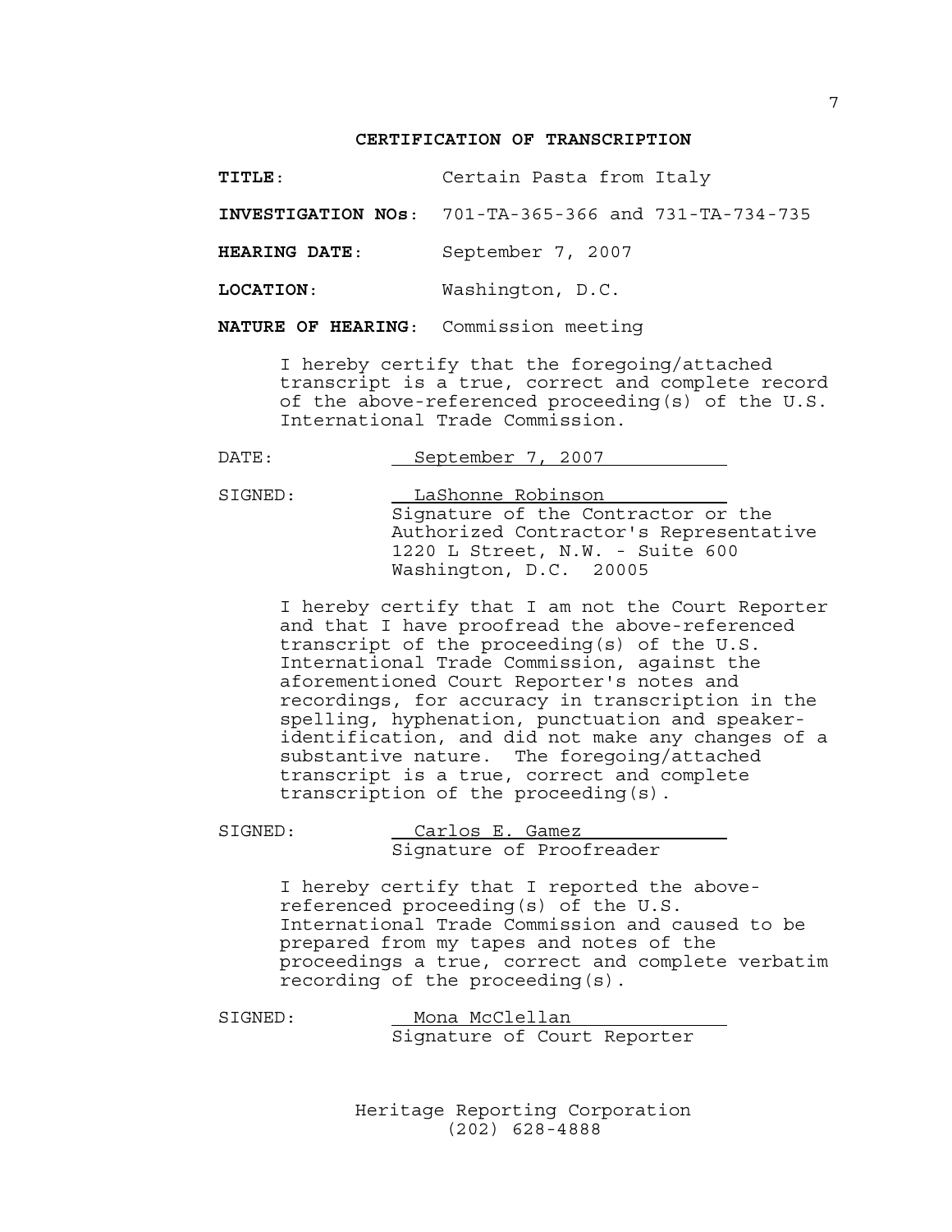## CERTIFICATION OF TRANSCRIPTION

**TITLE**: Certain Pasta from Italy

**INVESTIGATION NOs**: 701-TA-365-366 and 731-TA-734-735

**HEARING DATE**: September 7, 2007

**LOCATION**: Washington, D.C.

**NATURE OF HEARING**: Commission meeting

I hereby certify that the foregoing/attached transcript is a true, correct and complete record of the above-referenced proceeding(s) of the U.S. International Trade Commission.

DATE: September 7, 2007

SIGNED: LaShonne Robinson
Signature of the Contractor or the Authorized Contractor's Representative
1220 L Street, N.W. - Suite 600
Washington, D.C. 20005

I hereby certify that I am not the Court Reporter and that I have proofread the above-referenced transcript of the proceeding(s) of the U.S. International Trade Commission, against the aforementioned Court Reporter's notes and recordings, for accuracy in transcription in the spelling, hyphenation, punctuation and speaker-identification, and did not make any changes of a substantive nature. The foregoing/attached transcript is a true, correct and complete transcription of the proceeding(s).

SIGNED: Carlos E. Gamez
Signature of Proofreader

I hereby certify that I reported the above-referenced proceeding(s) of the U.S. International Trade Commission and caused to be prepared from my tapes and notes of the proceedings a true, correct and complete verbatim recording of the proceeding(s).

SIGNED: Mona McClellan
Signature of Court Reporter